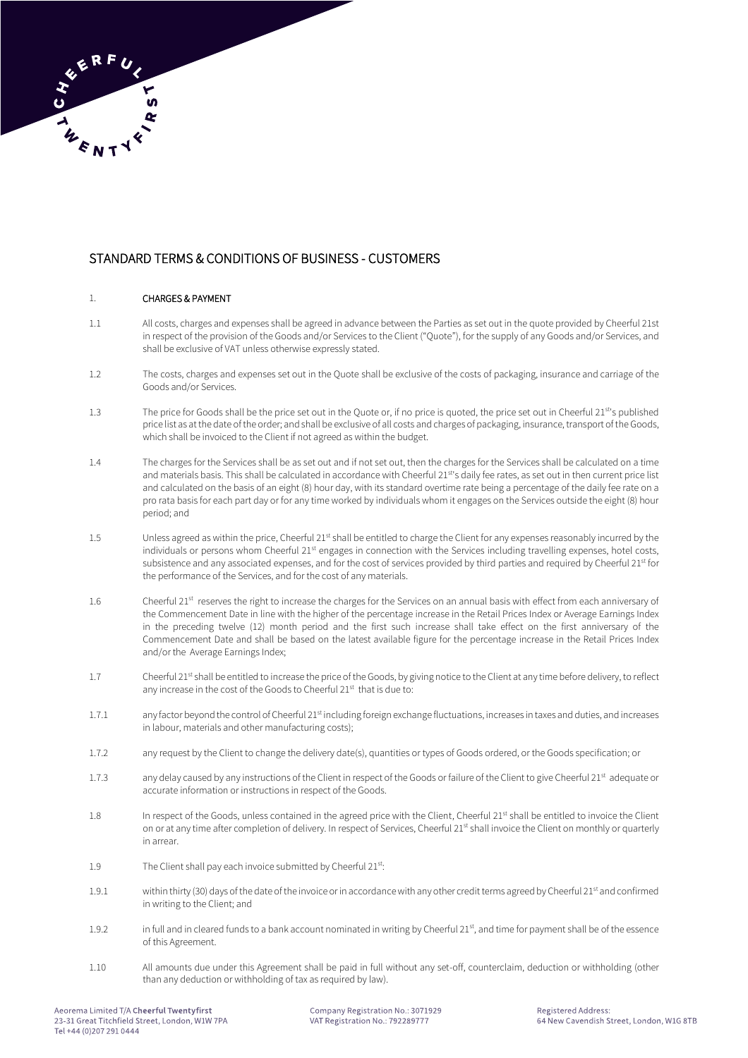## STANDARD TERMS & CONDITIONS OF BUSINESS - CUSTOMERS

1. **CHARGES & PAYMENT**

1.1 All costs, charges and expenses shall be agreed in advance between the Parties as set out in the quote provided by Cheerful 21st in respect of the provision of the Goods and/or Services to the Client ("Quote"), for the supply of any Goods and/or Services, and shall be exclusive of VAT unless otherwise expressly stated.

1.2 The costs, charges and expenses set out in the Quote shall be exclusive of the costs of packaging, insurance and carriage of the Goods and/or Services.

1.3 The price for Goods shall be the price set out in the Quote or, if no price is quoted, the price set out in Cheerful 21st's published price list as at the date of the order; and shall be exclusive of all costs and charges of packaging, insurance, transport of the Goods, which shall be invoiced to the Client if not agreed as within the budget.

1.4 The charges for the Services shall be as set out and if not set out, then the charges for the Services shall be calculated on a time and materials basis. This shall be calculated in accordance with Cheerful 21st's daily fee rates, as set out in then current price list and calculated on the basis of an eight (8) hour day, with its standard overtime rate being a percentage of the daily fee rate on a pro rata basis for each part day or for any time worked by individuals whom it engages on the Services outside the eight (8) hour period; and

1.5 Unless agreed as within the price, Cheerful 21st shall be entitled to charge the Client for any expenses reasonably incurred by the individuals or persons whom Cheerful 21st engages in connection with the Services including travelling expenses, hotel costs, subsistence and any associated expenses, and for the cost of services provided by third parties and required by Cheerful 21st for the performance of the Services, and for the cost of any materials.

1.6 Cheerful 21st reserves the right to increase the charges for the Services on an annual basis with effect from each anniversary of the Commencement Date in line with the higher of the percentage increase in the Retail Prices Index or Average Earnings Index in the preceding twelve (12) month period and the first such increase shall take effect on the first anniversary of the Commencement Date and shall be based on the latest available figure for the percentage increase in the Retail Prices Index and/or the Average Earnings Index;

1.7 Cheerful 21st shall be entitled to increase the price of the Goods, by giving notice to the Client at any time before delivery, to reflect any increase in the cost of the Goods to Cheerful 21st that is due to:

1.7.1 any factor beyond the control of Cheerful 21st including foreign exchange fluctuations, increases in taxes and duties, and increases in labour, materials and other manufacturing costs);

1.7.2 any request by the Client to change the delivery date(s), quantities or types of Goods ordered, or the Goods specification; or

1.7.3 any delay caused by any instructions of the Client in respect of the Goods or failure of the Client to give Cheerful 21st adequate or accurate information or instructions in respect of the Goods.

1.8 In respect of the Goods, unless contained in the agreed price with the Client, Cheerful 21st shall be entitled to invoice the Client on or at any time after completion of delivery. In respect of Services, Cheerful 21st shall invoice the Client on monthly or quarterly in arrear.

1.9 The Client shall pay each invoice submitted by Cheerful 21st:

1.9.1 within thirty (30) days of the date of the invoice or in accordance with any other credit terms agreed by Cheerful 21st and confirmed in writing to the Client; and

1.9.2 in full and in cleared funds to a bank account nominated in writing by Cheerful 21st, and time for payment shall be of the essence of this Agreement.

1.10 All amounts due under this Agreement shall be paid in full without any set-off, counterclaim, deduction or withholding (other than any deduction or withholding of tax as required by law).

Aeorema Limited T/A **Cheerful Twentyfirst**
23-31 Great Titchfield Street, London, W1W 7PA
Tel +44 (0)207 291 0444

Company Registration No.: 3071929
VAT Registration No.: 792289777

Registered Address:
64 New Cavendish Street, London, W1G 8TB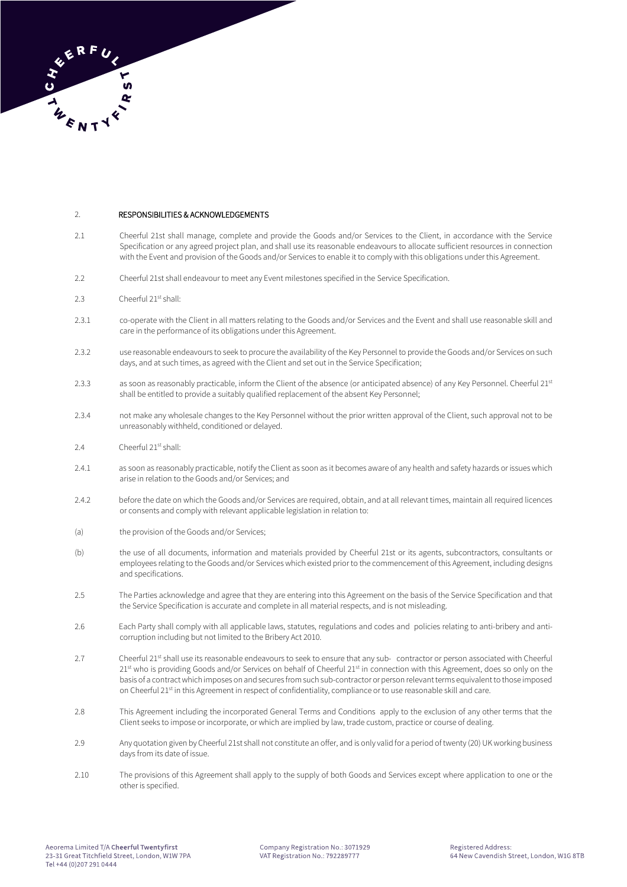## 2. RESPONSIBILITIES & ACKNOWLEDGEMENTS

2.1 Cheerful 21st shall manage, complete and provide the Goods and/or Services to the Client, in accordance with the Service Specification or any agreed project plan, and shall use its reasonable endeavours to allocate sufficient resources in connection with the Event and provision of the Goods and/or Services to enable it to comply with this obligations under this Agreement.

2.2 Cheerful 21st shall endeavour to meet any Event milestones specified in the Service Specification.

2.3 Cheerful 21st shall:

2.3.1 co-operate with the Client in all matters relating to the Goods and/or Services and the Event and shall use reasonable skill and care in the performance of its obligations under this Agreement.

2.3.2 use reasonable endeavours to seek to procure the availability of the Key Personnel to provide the Goods and/or Services on such days, and at such times, as agreed with the Client and set out in the Service Specification;

2.3.3 as soon as reasonably practicable, inform the Client of the absence (or anticipated absence) of any Key Personnel. Cheerful 21st shall be entitled to provide a suitably qualified replacement of the absent Key Personnel;

2.3.4 not make any wholesale changes to the Key Personnel without the prior written approval of the Client, such approval not to be unreasonably withheld, conditioned or delayed.

2.4 Cheerful 21st shall:

2.4.1 as soon as reasonably practicable, notify the Client as soon as it becomes aware of any health and safety hazards or issues which arise in relation to the Goods and/or Services; and

2.4.2 before the date on which the Goods and/or Services are required, obtain, and at all relevant times, maintain all required licences or consents and comply with relevant applicable legislation in relation to:

(a) the provision of the Goods and/or Services;

(b) the use of all documents, information and materials provided by Cheerful 21st or its agents, subcontractors, consultants or employees relating to the Goods and/or Services which existed prior to the commencement of this Agreement, including designs and specifications.

2.5 The Parties acknowledge and agree that they are entering into this Agreement on the basis of the Service Specification and that the Service Specification is accurate and complete in all material respects, and is not misleading.

2.6 Each Party shall comply with all applicable laws, statutes, regulations and codes and policies relating to anti-bribery and anti-corruption including but not limited to the Bribery Act 2010.

2.7 Cheerful 21st shall use its reasonable endeavours to seek to ensure that any sub- contractor or person associated with Cheerful 21st who is providing Goods and/or Services on behalf of Cheerful 21st in connection with this Agreement, does so only on the basis of a contract which imposes on and secures from such sub-contractor or person relevant terms equivalent to those imposed on Cheerful 21st in this Agreement in respect of confidentiality, compliance or to use reasonable skill and care.

2.8 This Agreement including the incorporated General Terms and Conditions apply to the exclusion of any other terms that the Client seeks to impose or incorporate, or which are implied by law, trade custom, practice or course of dealing.

2.9 Any quotation given by Cheerful 21st shall not constitute an offer, and is only valid for a period of twenty (20) UK working business days from its date of issue.

2.10 The provisions of this Agreement shall apply to the supply of both Goods and Services except where application to one or the other is specified.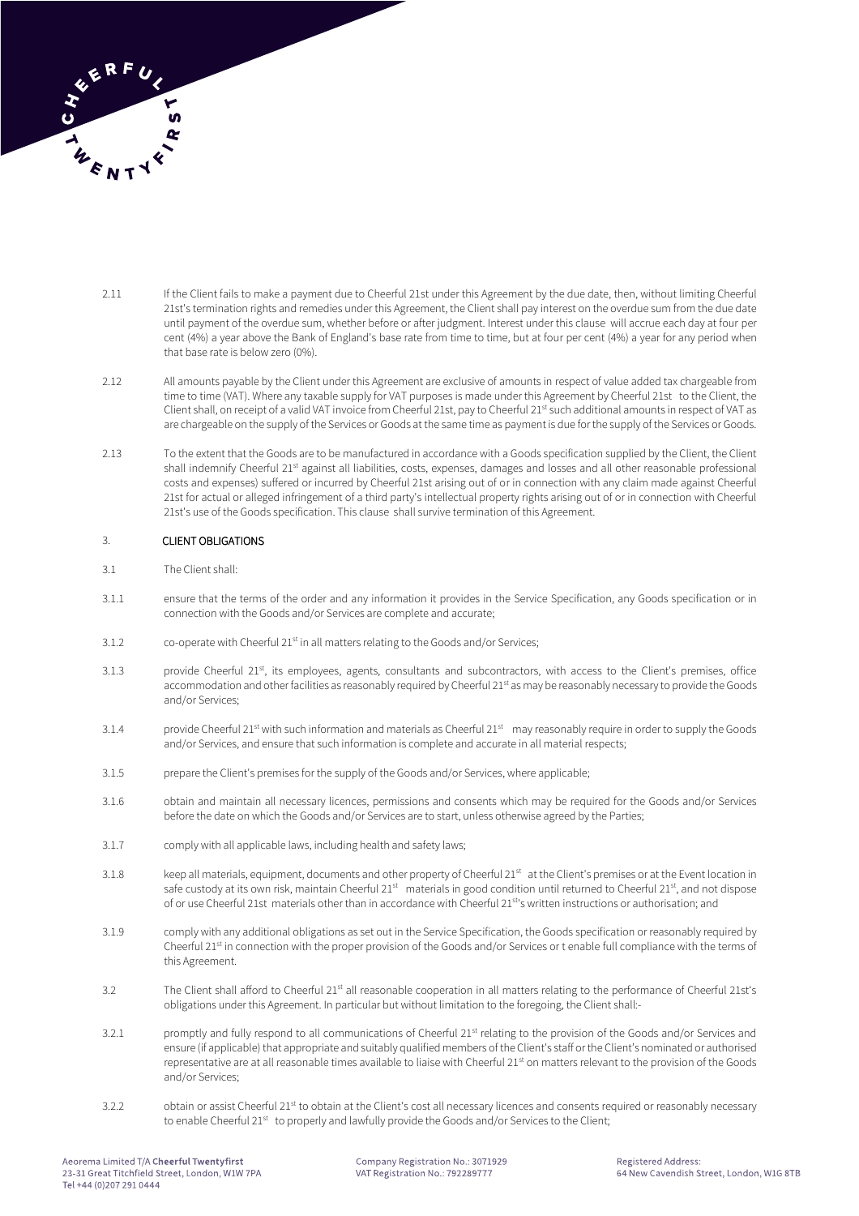2.11 If the Client fails to make a payment due to Cheerful 21st under this Agreement by the due date, then, without limiting Cheerful 21st's termination rights and remedies under this Agreement, the Client shall pay interest on the overdue sum from the due date until payment of the overdue sum, whether before or after judgment. Interest under this clause will accrue each day at four per cent (4%) a year above the Bank of England's base rate from time to time, but at four per cent (4%) a year for any period when that base rate is below zero (0%).

2.12 All amounts payable by the Client under this Agreement are exclusive of amounts in respect of value added tax chargeable from time to time (VAT). Where any taxable supply for VAT purposes is made under this Agreement by Cheerful 21st to the Client, the Client shall, on receipt of a valid VAT invoice from Cheerful 21st, pay to Cheerful 21st such additional amounts in respect of VAT as are chargeable on the supply of the Services or Goods at the same time as payment is due for the supply of the Services or Goods.

2.13 To the extent that the Goods are to be manufactured in accordance with a Goods specification supplied by the Client, the Client shall indemnify Cheerful 21st against all liabilities, costs, expenses, damages and losses and all other reasonable professional costs and expenses) suffered or incurred by Cheerful 21st arising out of or in connection with any claim made against Cheerful 21st for actual or alleged infringement of a third party's intellectual property rights arising out of or in connection with Cheerful 21st's use of the Goods specification. This clause shall survive termination of this Agreement.

## 3. CLIENT OBLIGATIONS

3.1 The Client shall:

3.1.1 ensure that the terms of the order and any information it provides in the Service Specification, any Goods specification or in connection with the Goods and/or Services are complete and accurate;

3.1.2 co-operate with Cheerful 21st in all matters relating to the Goods and/or Services;

3.1.3 provide Cheerful 21st, its employees, agents, consultants and subcontractors, with access to the Client's premises, office accommodation and other facilities as reasonably required by Cheerful 21st as may be reasonably necessary to provide the Goods and/or Services;

3.1.4 provide Cheerful 21st with such information and materials as Cheerful 21st may reasonably require in order to supply the Goods and/or Services, and ensure that such information is complete and accurate in all material respects;

3.1.5 prepare the Client's premises for the supply of the Goods and/or Services, where applicable;

3.1.6 obtain and maintain all necessary licences, permissions and consents which may be required for the Goods and/or Services before the date on which the Goods and/or Services are to start, unless otherwise agreed by the Parties;

3.1.7 comply with all applicable laws, including health and safety laws;

3.1.8 keep all materials, equipment, documents and other property of Cheerful 21st at the Client's premises or at the Event location in safe custody at its own risk, maintain Cheerful 21st materials in good condition until returned to Cheerful 21st, and not dispose of or use Cheerful 21st materials other than in accordance with Cheerful 21st's written instructions or authorisation; and

3.1.9 comply with any additional obligations as set out in the Service Specification, the Goods specification or reasonably required by Cheerful 21st in connection with the proper provision of the Goods and/or Services or t enable full compliance with the terms of this Agreement.

3.2 The Client shall afford to Cheerful 21st all reasonable cooperation in all matters relating to the performance of Cheerful 21st's obligations under this Agreement. In particular but without limitation to the foregoing, the Client shall:-

3.2.1 promptly and fully respond to all communications of Cheerful 21st relating to the provision of the Goods and/or Services and ensure (if applicable) that appropriate and suitably qualified members of the Client's staff or the Client's nominated or authorised representative are at all reasonable times available to liaise with Cheerful 21st on matters relevant to the provision of the Goods and/or Services;

3.2.2 obtain or assist Cheerful 21st to obtain at the Client's cost all necessary licences and consents required or reasonably necessary to enable Cheerful 21st to properly and lawfully provide the Goods and/or Services to the Client;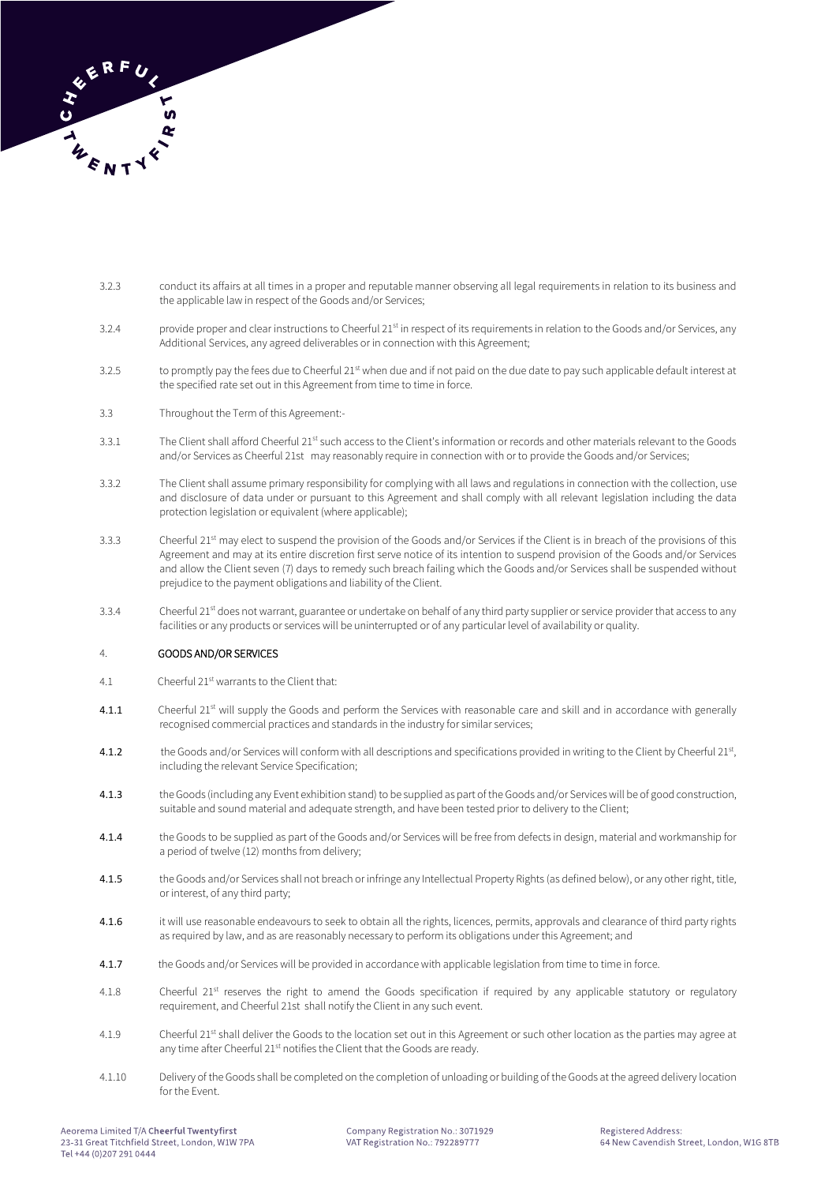3.2.3 conduct its affairs at all times in a proper and reputable manner observing all legal requirements in relation to its business and the applicable law in respect of the Goods and/or Services;

3.2.4 provide proper and clear instructions to Cheerful 21st in respect of its requirements in relation to the Goods and/or Services, any Additional Services, any agreed deliverables or in connection with this Agreement;

3.2.5 to promptly pay the fees due to Cheerful 21st when due and if not paid on the due date to pay such applicable default interest at the specified rate set out in this Agreement from time to time in force.

3.3 Throughout the Term of this Agreement:-

3.3.1 The Client shall afford Cheerful 21st such access to the Client's information or records and other materials relevant to the Goods and/or Services as Cheerful 21st may reasonably require in connection with or to provide the Goods and/or Services;

3.3.2 The Client shall assume primary responsibility for complying with all laws and regulations in connection with the collection, use and disclosure of data under or pursuant to this Agreement and shall comply with all relevant legislation including the data protection legislation or equivalent (where applicable);

3.3.3 Cheerful 21st may elect to suspend the provision of the Goods and/or Services if the Client is in breach of the provisions of this Agreement and may at its entire discretion first serve notice of its intention to suspend provision of the Goods and/or Services and allow the Client seven (7) days to remedy such breach failing which the Goods and/or Services shall be suspended without prejudice to the payment obligations and liability of the Client.

3.3.4 Cheerful 21st does not warrant, guarantee or undertake on behalf of any third party supplier or service provider that access to any facilities or any products or services will be uninterrupted or of any particular level of availability or quality.

## 4. GOODS AND/OR SERVICES

4.1 Cheerful 21st warrants to the Client that:

**4.1.1** Cheerful 21st will supply the Goods and perform the Services with reasonable care and skill and in accordance with generally recognised commercial practices and standards in the industry for similar services;

**4.1.2** the Goods and/or Services will conform with all descriptions and specifications provided in writing to the Client by Cheerful 21st, including the relevant Service Specification;

**4.1.3** the Goods (including any Event exhibition stand) to be supplied as part of the Goods and/or Services will be of good construction, suitable and sound material and adequate strength, and have been tested prior to delivery to the Client;

**4.1.4** the Goods to be supplied as part of the Goods and/or Services will be free from defects in design, material and workmanship for a period of twelve (12) months from delivery;

**4.1.5** the Goods and/or Services shall not breach or infringe any Intellectual Property Rights (as defined below), or any other right, title, or interest, of any third party;

**4.1.6** it will use reasonable endeavours to seek to obtain all the rights, licences, permits, approvals and clearance of third party rights as required by law, and as are reasonably necessary to perform its obligations under this Agreement; and

**4.1.7** the Goods and/or Services will be provided in accordance with applicable legislation from time to time in force.

4.1.8 Cheerful 21st reserves the right to amend the Goods specification if required by any applicable statutory or regulatory requirement, and Cheerful 21st shall notify the Client in any such event.

4.1.9 Cheerful 21st shall deliver the Goods to the location set out in this Agreement or such other location as the parties may agree at any time after Cheerful 21st notifies the Client that the Goods are ready.

4.1.10 Delivery of the Goods shall be completed on the completion of unloading or building of the Goods at the agreed delivery location for the Event.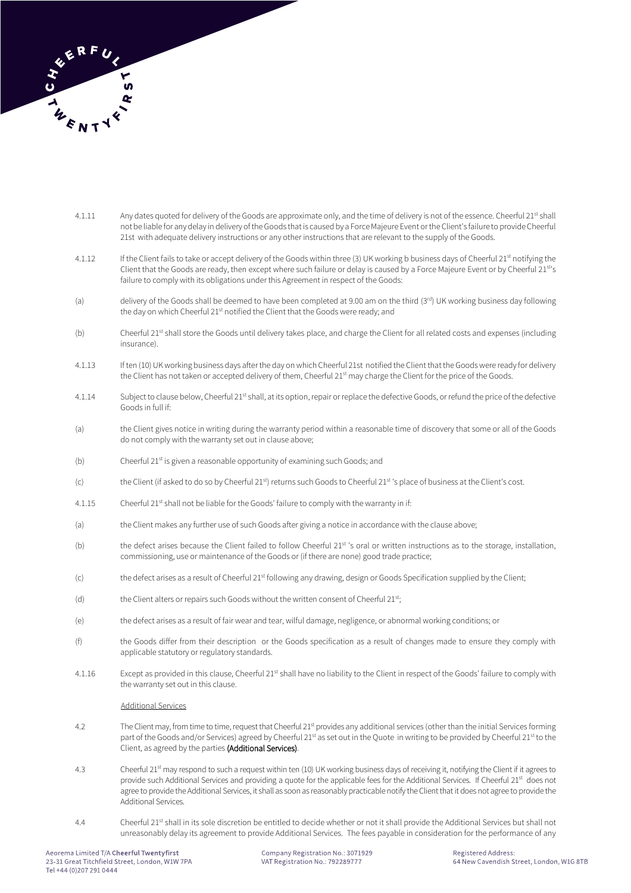4.1.11 Any dates quoted for delivery of the Goods are approximate only, and the time of delivery is not of the essence. Cheerful 21st shall not be liable for any delay in delivery of the Goods that is caused by a Force Majeure Event or the Client's failure to provide Cheerful 21st with adequate delivery instructions or any other instructions that are relevant to the supply of the Goods.

4.1.12 If the Client fails to take or accept delivery of the Goods within three (3) UK working b business days of Cheerful 21st notifying the Client that the Goods are ready, then except where such failure or delay is caused by a Force Majeure Event or by Cheerful 21st's failure to comply with its obligations under this Agreement in respect of the Goods:

(a) delivery of the Goods shall be deemed to have been completed at 9.00 am on the third (3rd) UK working business day following the day on which Cheerful 21st notified the Client that the Goods were ready; and

(b) Cheerful 21st shall store the Goods until delivery takes place, and charge the Client for all related costs and expenses (including insurance).

4.1.13 If ten (10) UK working business days after the day on which Cheerful 21st notified the Client that the Goods were ready for delivery the Client has not taken or accepted delivery of them, Cheerful 21st may charge the Client for the price of the Goods.

4.1.14 Subject to clause below, Cheerful 21st shall, at its option, repair or replace the defective Goods, or refund the price of the defective Goods in full if:

(a) the Client gives notice in writing during the warranty period within a reasonable time of discovery that some or all of the Goods do not comply with the warranty set out in clause above;

(b) Cheerful 21st is given a reasonable opportunity of examining such Goods; and

(c) the Client (if asked to do so by Cheerful 21st) returns such Goods to Cheerful 21st 's place of business at the Client's cost.

4.1.15 Cheerful 21st shall not be liable for the Goods' failure to comply with the warranty in if:

(a) the Client makes any further use of such Goods after giving a notice in accordance with the clause above;

(b) the defect arises because the Client failed to follow Cheerful 21st 's oral or written instructions as to the storage, installation, commissioning, use or maintenance of the Goods or (if there are none) good trade practice;

(c) the defect arises as a result of Cheerful 21st following any drawing, design or Goods Specification supplied by the Client;

(d) the Client alters or repairs such Goods without the written consent of Cheerful 21st;

(e) the defect arises as a result of fair wear and tear, wilful damage, negligence, or abnormal working conditions; or

(f) the Goods differ from their description or the Goods specification as a result of changes made to ensure they comply with applicable statutory or regulatory standards.

4.1.16 Except as provided in this clause, Cheerful 21st shall have no liability to the Client in respect of the Goods' failure to comply with the warranty set out in this clause.

Additional Services

4.2 The Client may, from time to time, request that Cheerful 21st provides any additional services (other than the initial Services forming part of the Goods and/or Services) agreed by Cheerful 21st as set out in the Quote in writing to be provided by Cheerful 21st to the Client, as agreed by the parties **(Additional Services)**.

4.3 Cheerful 21st may respond to such a request within ten (10) UK working business days of receiving it, notifying the Client if it agrees to provide such Additional Services and providing a quote for the applicable fees for the Additional Services. If Cheerful 21st does not agree to provide the Additional Services, it shall as soon as reasonably practicable notify the Client that it does not agree to provide the Additional Services.

4.4 Cheerful 21st shall in its sole discretion be entitled to decide whether or not it shall provide the Additional Services but shall not unreasonably delay its agreement to provide Additional Services. The fees payable in consideration for the performance of any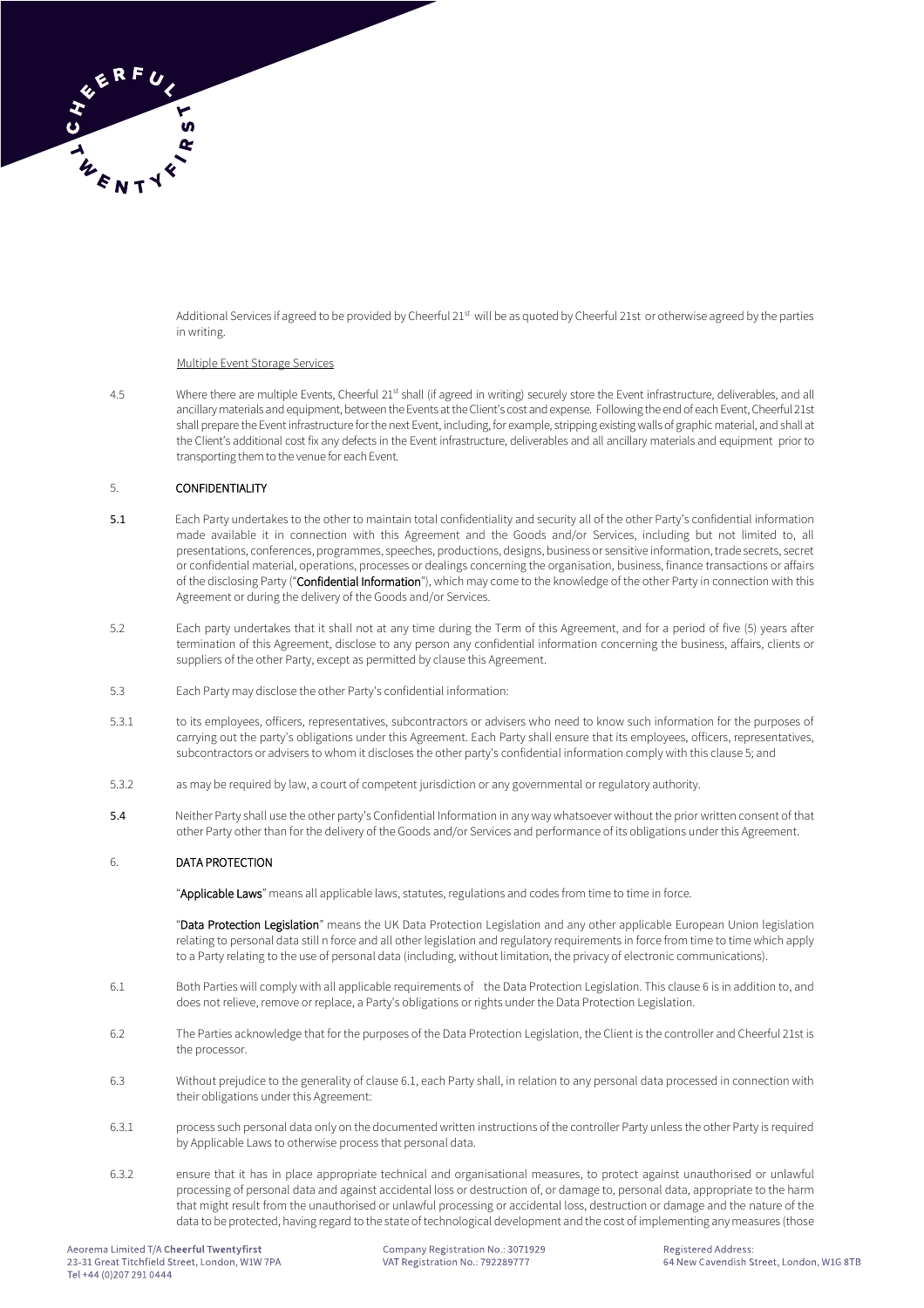Additional Services if agreed to be provided by Cheerful 21st will be as quoted by Cheerful 21st or otherwise agreed by the parties in writing.

Multiple Event Storage Services

4.5 Where there are multiple Events, Cheerful 21st shall (if agreed in writing) securely store the Event infrastructure, deliverables, and all ancillary materials and equipment, between the Events at the Client's cost and expense. Following the end of each Event, Cheerful 21st shall prepare the Event infrastructure for the next Event, including, for example, stripping existing walls of graphic material, and shall at the Client's additional cost fix any defects in the Event infrastructure, deliverables and all ancillary materials and equipment prior to transporting them to the venue for each Event.

## 5. CONFIDENTIALITY

**5.1** Each Party undertakes to the other to maintain total confidentiality and security all of the other Party's confidential information made available it in connection with this Agreement and the Goods and/or Services, including but not limited to, all presentations, conferences, programmes, speeches, productions, designs, business or sensitive information, trade secrets, secret or confidential material, operations, processes or dealings concerning the organisation, business, finance transactions or affairs of the disclosing Party ("**Confidential Information**"), which may come to the knowledge of the other Party in connection with this Agreement or during the delivery of the Goods and/or Services.

5.2 Each party undertakes that it shall not at any time during the Term of this Agreement, and for a period of five (5) years after termination of this Agreement, disclose to any person any confidential information concerning the business, affairs, clients or suppliers of the other Party, except as permitted by clause this Agreement.

5.3 Each Party may disclose the other Party's confidential information:

5.3.1 to its employees, officers, representatives, subcontractors or advisers who need to know such information for the purposes of carrying out the party's obligations under this Agreement. Each Party shall ensure that its employees, officers, representatives, subcontractors or advisers to whom it discloses the other party's confidential information comply with this clause 5; and

5.3.2 as may be required by law, a court of competent jurisdiction or any governmental or regulatory authority.

**5.4** Neither Party shall use the other party's Confidential Information in any way whatsoever without the prior written consent of that other Party other than for the delivery of the Goods and/or Services and performance of its obligations under this Agreement.

## 6. DATA PROTECTION

"**Applicable Laws**" means all applicable laws, statutes, regulations and codes from time to time in force.

"**Data Protection Legislation**" means the UK Data Protection Legislation and any other applicable European Union legislation relating to personal data still n force and all other legislation and regulatory requirements in force from time to time which apply to a Party relating to the use of personal data (including, without limitation, the privacy of electronic communications).

6.1 Both Parties will comply with all applicable requirements of the Data Protection Legislation. This clause 6 is in addition to, and does not relieve, remove or replace, a Party's obligations or rights under the Data Protection Legislation.

6.2 The Parties acknowledge that for the purposes of the Data Protection Legislation, the Client is the controller and Cheerful 21st is the processor.

6.3 Without prejudice to the generality of clause 6.1, each Party shall, in relation to any personal data processed in connection with their obligations under this Agreement:

6.3.1 process such personal data only on the documented written instructions of the controller Party unless the other Party is required by Applicable Laws to otherwise process that personal data.

6.3.2 ensure that it has in place appropriate technical and organisational measures, to protect against unauthorised or unlawful processing of personal data and against accidental loss or destruction of, or damage to, personal data, appropriate to the harm that might result from the unauthorised or unlawful processing or accidental loss, destruction or damage and the nature of the data to be protected, having regard to the state of technological development and the cost of implementing any measures (those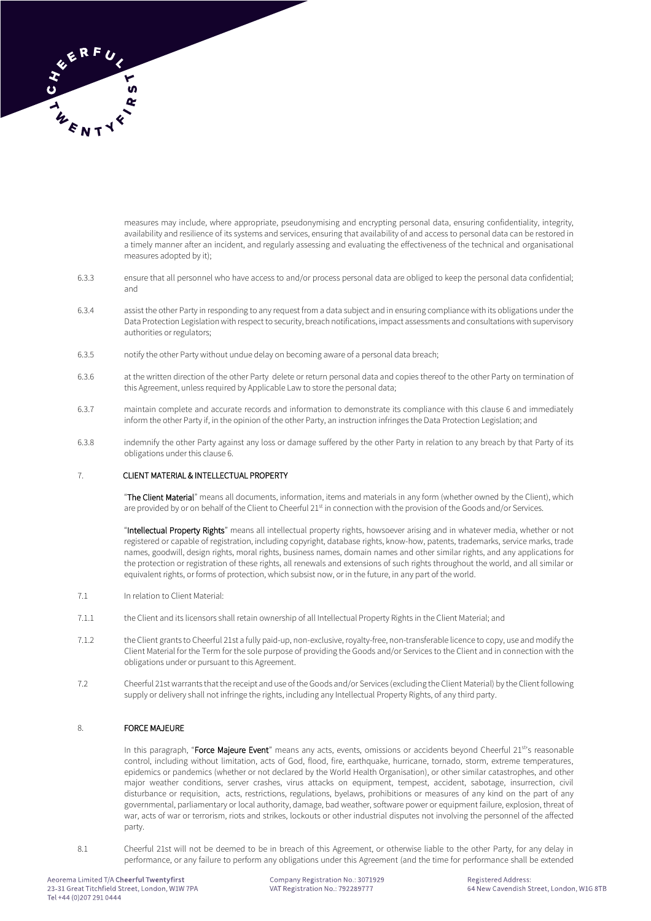measures may include, where appropriate, pseudonymising and encrypting personal data, ensuring confidentiality, integrity, availability and resilience of its systems and services, ensuring that availability of and access to personal data can be restored in a timely manner after an incident, and regularly assessing and evaluating the effectiveness of the technical and organisational measures adopted by it);

6.3.3 ensure that all personnel who have access to and/or process personal data are obliged to keep the personal data confidential; and

6.3.4 assist the other Party in responding to any request from a data subject and in ensuring compliance with its obligations under the Data Protection Legislation with respect to security, breach notifications, impact assessments and consultations with supervisory authorities or regulators;

6.3.5 notify the other Party without undue delay on becoming aware of a personal data breach;

6.3.6 at the written direction of the other Party delete or return personal data and copies thereof to the other Party on termination of this Agreement, unless required by Applicable Law to store the personal data;

6.3.7 maintain complete and accurate records and information to demonstrate its compliance with this clause 6 and immediately inform the other Party if, in the opinion of the other Party, an instruction infringes the Data Protection Legislation; and

6.3.8 indemnify the other Party against any loss or damage suffered by the other Party in relation to any breach by that Party of its obligations under this clause 6.

## 7. CLIENT MATERIAL & INTELLECTUAL PROPERTY

"**The Client Material**" means all documents, information, items and materials in any form (whether owned by the Client), which are provided by or on behalf of the Client to Cheerful 21st in connection with the provision of the Goods and/or Services.

"**Intellectual Property Rights**" means all intellectual property rights, howsoever arising and in whatever media, whether or not registered or capable of registration, including copyright, database rights, know-how, patents, trademarks, service marks, trade names, goodwill, design rights, moral rights, business names, domain names and other similar rights, and any applications for the protection or registration of these rights, all renewals and extensions of such rights throughout the world, and all similar or equivalent rights, or forms of protection, which subsist now, or in the future, in any part of the world.

7.1 In relation to Client Material:

7.1.1 the Client and its licensors shall retain ownership of all Intellectual Property Rights in the Client Material; and

7.1.2 the Client grants to Cheerful 21st a fully paid-up, non-exclusive, royalty-free, non-transferable licence to copy, use and modify the Client Material for the Term for the sole purpose of providing the Goods and/or Services to the Client and in connection with the obligations under or pursuant to this Agreement.

7.2 Cheerful 21st warrants that the receipt and use of the Goods and/or Services (excluding the Client Material) by the Client following supply or delivery shall not infringe the rights, including any Intellectual Property Rights, of any third party.

## 8. FORCE MAJEURE

In this paragraph, "**Force Majeure Event**" means any acts, events, omissions or accidents beyond Cheerful 21st's reasonable control, including without limitation, acts of God, flood, fire, earthquake, hurricane, tornado, storm, extreme temperatures, epidemics or pandemics (whether or not declared by the World Health Organisation), or other similar catastrophes, and other major weather conditions, server crashes, virus attacks on equipment, tempest, accident, sabotage, insurrection, civil disturbance or requisition, acts, restrictions, regulations, byelaws, prohibitions or measures of any kind on the part of any governmental, parliamentary or local authority, damage, bad weather, software power or equipment failure, explosion, threat of war, acts of war or terrorism, riots and strikes, lockouts or other industrial disputes not involving the personnel of the affected party.

8.1 Cheerful 21st will not be deemed to be in breach of this Agreement, or otherwise liable to the other Party, for any delay in performance, or any failure to perform any obligations under this Agreement (and the time for performance shall be extended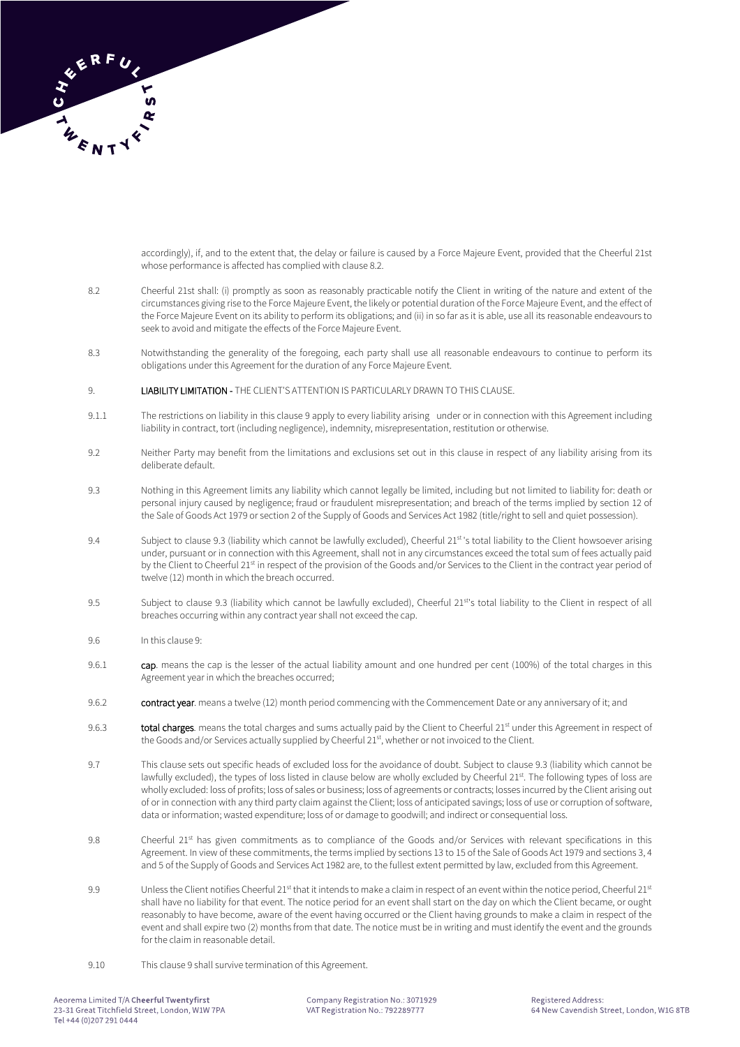accordingly), if, and to the extent that, the delay or failure is caused by a Force Majeure Event, provided that the Cheerful 21st whose performance is affected has complied with clause 8.2.

8.2 Cheerful 21st shall: (i) promptly as soon as reasonably practicable notify the Client in writing of the nature and extent of the circumstances giving rise to the Force Majeure Event, the likely or potential duration of the Force Majeure Event, and the effect of the Force Majeure Event on its ability to perform its obligations; and (ii) in so far as it is able, use all its reasonable endeavours to seek to avoid and mitigate the effects of the Force Majeure Event.

8.3 Notwithstanding the generality of the foregoing, each party shall use all reasonable endeavours to continue to perform its obligations under this Agreement for the duration of any Force Majeure Event.

9. **LIABILITY LIMITATION -** THE CLIENT'S ATTENTION IS PARTICULARLY DRAWN TO THIS CLAUSE.

9.1.1 The restrictions on liability in this clause 9 apply to every liability arising under or in connection with this Agreement including liability in contract, tort (including negligence), indemnity, misrepresentation, restitution or otherwise.

9.2 Neither Party may benefit from the limitations and exclusions set out in this clause in respect of any liability arising from its deliberate default.

9.3 Nothing in this Agreement limits any liability which cannot legally be limited, including but not limited to liability for: death or personal injury caused by negligence; fraud or fraudulent misrepresentation; and breach of the terms implied by section 12 of the Sale of Goods Act 1979 or section 2 of the Supply of Goods and Services Act 1982 (title/right to sell and quiet possession).

9.4 Subject to clause 9.3 (liability which cannot be lawfully excluded), Cheerful 21st 's total liability to the Client howsoever arising under, pursuant or in connection with this Agreement, shall not in any circumstances exceed the total sum of fees actually paid by the Client to Cheerful 21st in respect of the provision of the Goods and/or Services to the Client in the contract year period of twelve (12) month in which the breach occurred.

9.5 Subject to clause 9.3 (liability which cannot be lawfully excluded), Cheerful 21st's total liability to the Client in respect of all breaches occurring within any contract year shall not exceed the cap.

9.6 In this clause 9:

9.6.1 **cap**. means the cap is the lesser of the actual liability amount and one hundred per cent (100%) of the total charges in this Agreement year in which the breaches occurred;

9.6.2 **contract year**. means a twelve (12) month period commencing with the Commencement Date or any anniversary of it; and

9.6.3 **total charges**. means the total charges and sums actually paid by the Client to Cheerful 21st under this Agreement in respect of the Goods and/or Services actually supplied by Cheerful 21st, whether or not invoiced to the Client.

9.7 This clause sets out specific heads of excluded loss for the avoidance of doubt. Subject to clause 9.3 (liability which cannot be lawfully excluded), the types of loss listed in clause below are wholly excluded by Cheerful 21st. The following types of loss are wholly excluded: loss of profits; loss of sales or business; loss of agreements or contracts; losses incurred by the Client arising out of or in connection with any third party claim against the Client; loss of anticipated savings; loss of use or corruption of software, data or information; wasted expenditure; loss of or damage to goodwill; and indirect or consequential loss.

9.8 Cheerful 21st has given commitments as to compliance of the Goods and/or Services with relevant specifications in this Agreement. In view of these commitments, the terms implied by sections 13 to 15 of the Sale of Goods Act 1979 and sections 3, 4 and 5 of the Supply of Goods and Services Act 1982 are, to the fullest extent permitted by law, excluded from this Agreement.

9.9 Unless the Client notifies Cheerful 21st that it intends to make a claim in respect of an event within the notice period, Cheerful 21st shall have no liability for that event. The notice period for an event shall start on the day on which the Client became, or ought reasonably to have become, aware of the event having occurred or the Client having grounds to make a claim in respect of the event and shall expire two (2) months from that date. The notice must be in writing and must identify the event and the grounds for the claim in reasonable detail.

9.10 This clause 9 shall survive termination of this Agreement.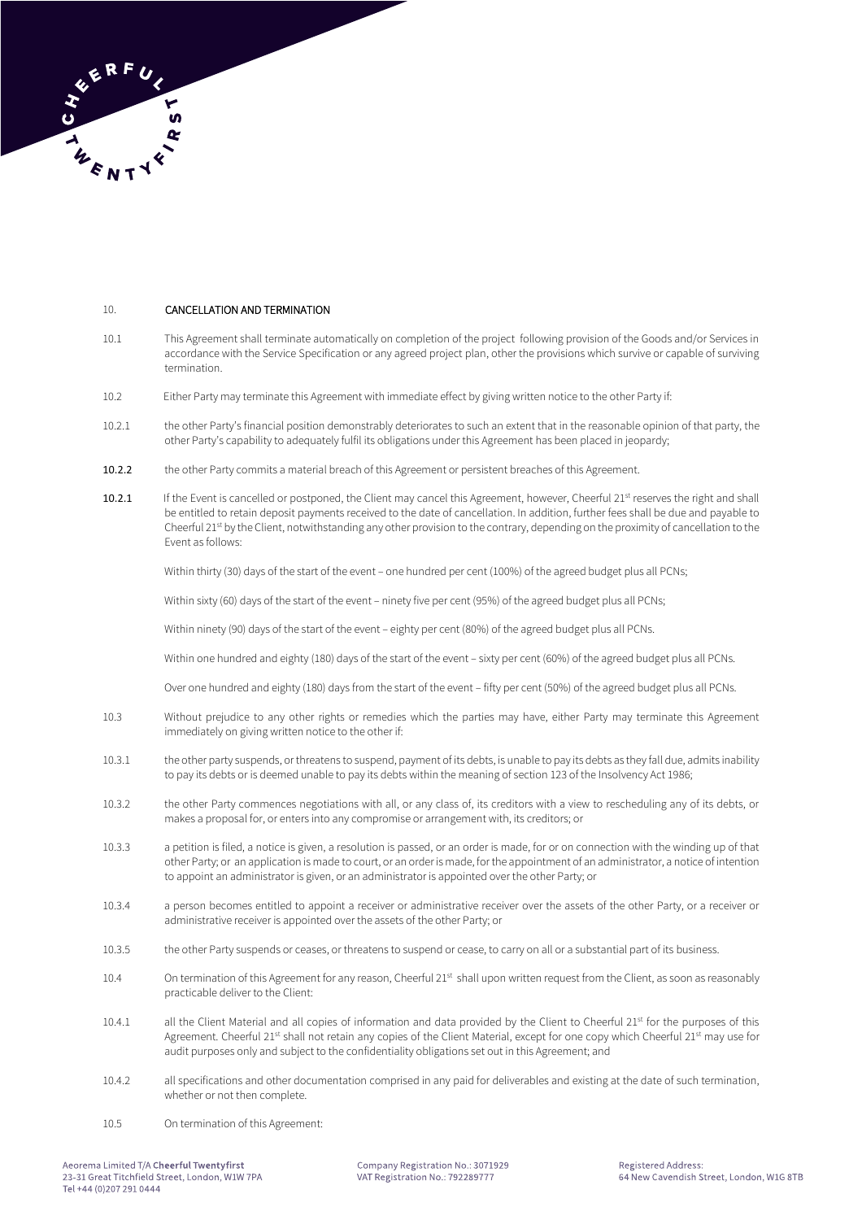## 10. CANCELLATION AND TERMINATION

10.1 This Agreement shall terminate automatically on completion of the project following provision of the Goods and/or Services in accordance with the Service Specification or any agreed project plan, other the provisions which survive or capable of surviving termination.

10.2 Either Party may terminate this Agreement with immediate effect by giving written notice to the other Party if:

10.2.1 the other Party's financial position demonstrably deteriorates to such an extent that in the reasonable opinion of that party, the other Party's capability to adequately fulfil its obligations under this Agreement has been placed in jeopardy;

**10.2.2** the other Party commits a material breach of this Agreement or persistent breaches of this Agreement.

**10.2.1** If the Event is cancelled or postponed, the Client may cancel this Agreement, however, Cheerful 21st reserves the right and shall be entitled to retain deposit payments received to the date of cancellation. In addition, further fees shall be due and payable to Cheerful 21st by the Client, notwithstanding any other provision to the contrary, depending on the proximity of cancellation to the Event as follows:

Within thirty (30) days of the start of the event – one hundred per cent (100%) of the agreed budget plus all PCNs;

Within sixty (60) days of the start of the event – ninety five per cent (95%) of the agreed budget plus all PCNs;

Within ninety (90) days of the start of the event – eighty per cent (80%) of the agreed budget plus all PCNs.

Within one hundred and eighty (180) days of the start of the event – sixty per cent (60%) of the agreed budget plus all PCNs.

Over one hundred and eighty (180) days from the start of the event – fifty per cent (50%) of the agreed budget plus all PCNs.

10.3 Without prejudice to any other rights or remedies which the parties may have, either Party may terminate this Agreement immediately on giving written notice to the other if:

10.3.1 the other party suspends, or threatens to suspend, payment of its debts, is unable to pay its debts as they fall due, admits inability to pay its debts or is deemed unable to pay its debts within the meaning of section 123 of the Insolvency Act 1986;

10.3.2 the other Party commences negotiations with all, or any class of, its creditors with a view to rescheduling any of its debts, or makes a proposal for, or enters into any compromise or arrangement with, its creditors; or

10.3.3 a petition is filed, a notice is given, a resolution is passed, or an order is made, for or on connection with the winding up of that other Party; or an application is made to court, or an order is made, for the appointment of an administrator, a notice of intention to appoint an administrator is given, or an administrator is appointed over the other Party; or

10.3.4 a person becomes entitled to appoint a receiver or administrative receiver over the assets of the other Party, or a receiver or administrative receiver is appointed over the assets of the other Party; or

10.3.5 the other Party suspends or ceases, or threatens to suspend or cease, to carry on all or a substantial part of its business.

10.4 On termination of this Agreement for any reason, Cheerful 21st shall upon written request from the Client, as soon as reasonably practicable deliver to the Client:

10.4.1 all the Client Material and all copies of information and data provided by the Client to Cheerful 21st for the purposes of this Agreement. Cheerful 21st shall not retain any copies of the Client Material, except for one copy which Cheerful 21st may use for audit purposes only and subject to the confidentiality obligations set out in this Agreement; and

10.4.2 all specifications and other documentation comprised in any paid for deliverables and existing at the date of such termination, whether or not then complete.

10.5 On termination of this Agreement: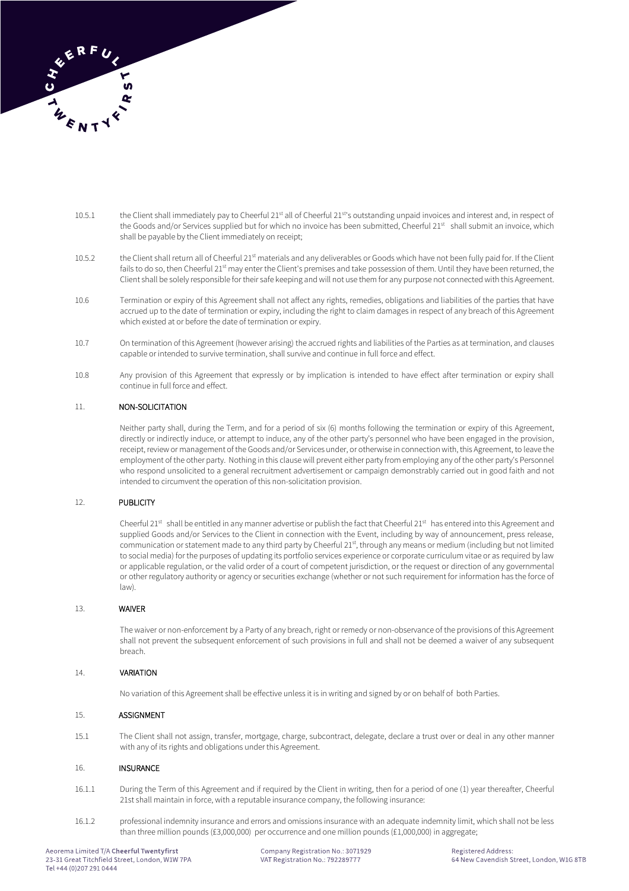10.5.1 the Client shall immediately pay to Cheerful 21st all of Cheerful 21st's outstanding unpaid invoices and interest and, in respect of the Goods and/or Services supplied but for which no invoice has been submitted, Cheerful 21st shall submit an invoice, which shall be payable by the Client immediately on receipt;

10.5.2 the Client shall return all of Cheerful 21st materials and any deliverables or Goods which have not been fully paid for. If the Client fails to do so, then Cheerful 21st may enter the Client's premises and take possession of them. Until they have been returned, the Client shall be solely responsible for their safe keeping and will not use them for any purpose not connected with this Agreement.

10.6 Termination or expiry of this Agreement shall not affect any rights, remedies, obligations and liabilities of the parties that have accrued up to the date of termination or expiry, including the right to claim damages in respect of any breach of this Agreement which existed at or before the date of termination or expiry.

10.7 On termination of this Agreement (however arising) the accrued rights and liabilities of the Parties as at termination, and clauses capable or intended to survive termination, shall survive and continue in full force and effect.

10.8 Any provision of this Agreement that expressly or by implication is intended to have effect after termination or expiry shall continue in full force and effect.

## 11. NON-SOLICITATION

Neither party shall, during the Term, and for a period of six (6) months following the termination or expiry of this Agreement, directly or indirectly induce, or attempt to induce, any of the other party's personnel who have been engaged in the provision, receipt, review or management of the Goods and/or Services under, or otherwise in connection with, this Agreement, to leave the employment of the other party. Nothing in this clause will prevent either party from employing any of the other party's Personnel who respond unsolicited to a general recruitment advertisement or campaign demonstrably carried out in good faith and not intended to circumvent the operation of this non-solicitation provision.

## 12. PUBLICITY

Cheerful 21st shall be entitled in any manner advertise or publish the fact that Cheerful 21st has entered into this Agreement and supplied Goods and/or Services to the Client in connection with the Event, including by way of announcement, press release, communication or statement made to any third party by Cheerful 21st, through any means or medium (including but not limited to social media) for the purposes of updating its portfolio services experience or corporate curriculum vitae or as required by law or applicable regulation, or the valid order of a court of competent jurisdiction, or the request or direction of any governmental or other regulatory authority or agency or securities exchange (whether or not such requirement for information has the force of law).

## 13. WAIVER

The waiver or non-enforcement by a Party of any breach, right or remedy or non-observance of the provisions of this Agreement shall not prevent the subsequent enforcement of such provisions in full and shall not be deemed a waiver of any subsequent breach.

## 14. VARIATION

No variation of this Agreement shall be effective unless it is in writing and signed by or on behalf of both Parties.

## 15. ASSIGNMENT

15.1 The Client shall not assign, transfer, mortgage, charge, subcontract, delegate, declare a trust over or deal in any other manner with any of its rights and obligations under this Agreement.

## 16. INSURANCE

16.1.1 During the Term of this Agreement and if required by the Client in writing, then for a period of one (1) year thereafter, Cheerful 21st shall maintain in force, with a reputable insurance company, the following insurance:

16.1.2 professional indemnity insurance and errors and omissions insurance with an adequate indemnity limit, which shall not be less than three million pounds (£3,000,000) per occurrence and one million pounds (£1,000,000) in aggregate;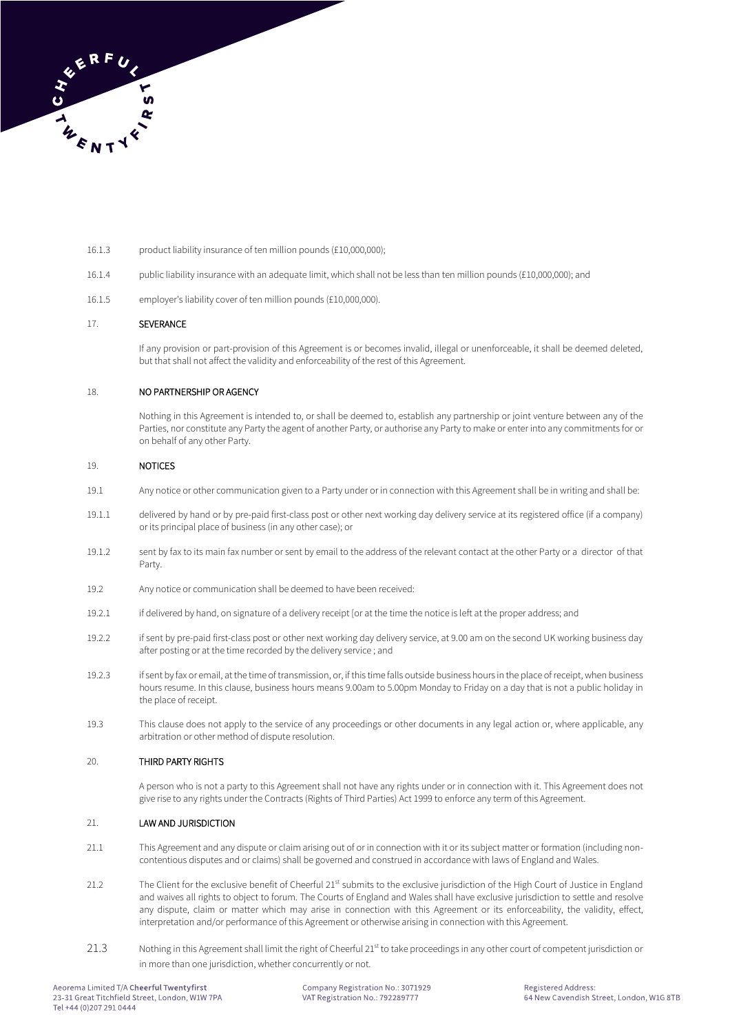16.1.3 product liability insurance of ten million pounds (£10,000,000);

16.1.4 public liability insurance with an adequate limit, which shall not be less than ten million pounds (£10,000,000); and

16.1.5 employer's liability cover of ten million pounds (£10,000,000).

## 17. SEVERANCE

If any provision or part-provision of this Agreement is or becomes invalid, illegal or unenforceable, it shall be deemed deleted, but that shall not affect the validity and enforceability of the rest of this Agreement.

## 18. NO PARTNERSHIP OR AGENCY

Nothing in this Agreement is intended to, or shall be deemed to, establish any partnership or joint venture between any of the Parties, nor constitute any Party the agent of another Party, or authorise any Party to make or enter into any commitments for or on behalf of any other Party.

## 19. NOTICES

19.1 Any notice or other communication given to a Party under or in connection with this Agreement shall be in writing and shall be:

19.1.1 delivered by hand or by pre-paid first-class post or other next working day delivery service at its registered office (if a company) or its principal place of business (in any other case); or

19.1.2 sent by fax to its main fax number or sent by email to the address of the relevant contact at the other Party or a director of that Party.

19.2 Any notice or communication shall be deemed to have been received:

19.2.1 if delivered by hand, on signature of a delivery receipt [or at the time the notice is left at the proper address; and

19.2.2 if sent by pre-paid first-class post or other next working day delivery service, at 9.00 am on the second UK working business day after posting or at the time recorded by the delivery service ; and

19.2.3 if sent by fax or email, at the time of transmission, or, if this time falls outside business hours in the place of receipt, when business hours resume. In this clause, business hours means 9.00am to 5.00pm Monday to Friday on a day that is not a public holiday in the place of receipt.

19.3 This clause does not apply to the service of any proceedings or other documents in any legal action or, where applicable, any arbitration or other method of dispute resolution.

## 20. THIRD PARTY RIGHTS

A person who is not a party to this Agreement shall not have any rights under or in connection with it. This Agreement does not give rise to any rights under the Contracts (Rights of Third Parties) Act 1999 to enforce any term of this Agreement.

## 21. LAW AND JURISDICTION

21.1 This Agreement and any dispute or claim arising out of or in connection with it or its subject matter or formation (including non-contentious disputes and or claims) shall be governed and construed in accordance with laws of England and Wales.

21.2 The Client for the exclusive benefit of Cheerful 21st submits to the exclusive jurisdiction of the High Court of Justice in England and waives all rights to object to forum. The Courts of England and Wales shall have exclusive jurisdiction to settle and resolve any dispute, claim or matter which may arise in connection with this Agreement or its enforceability, the validity, effect, interpretation and/or performance of this Agreement or otherwise arising in connection with this Agreement.

21.3 Nothing in this Agreement shall limit the right of Cheerful 21st to take proceedings in any other court of competent jurisdiction or in more than one jurisdiction, whether concurrently or not.